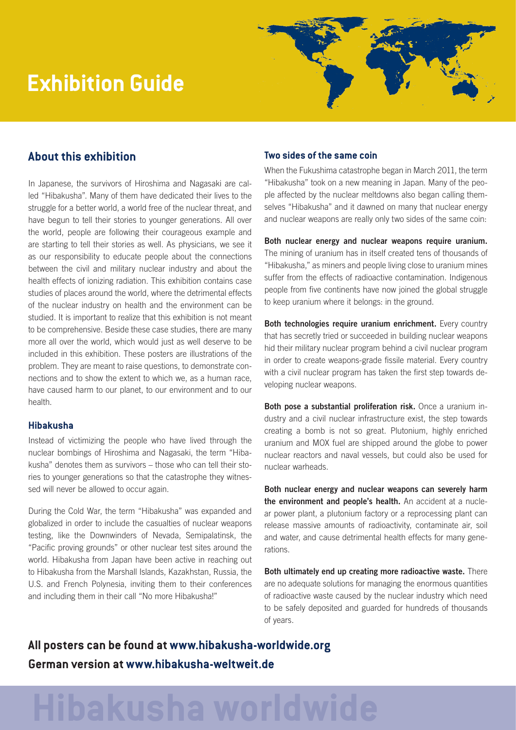# Exhibition Guide

## About this exhibition

In Japanese, the survivors of Hiroshima and Nagasaki are called "Hibakusha". Many of them have dedicated their lives to the struggle for a better world, a world free of the nuclear threat, and have begun to tell their stories to younger generations. All over the world, people are following their courageous example and are starting to tell their stories as well. As physicians, we see it as our responsibility to educate people about the connections between the civil and military nuclear industry and about the health effects of ionizing radiation. This exhibition contains case studies of places around the world, where the detrimental effects of the nuclear industry on health and the environment can be studied. It is important to realize that this exhibition is not meant to be comprehensive. Beside these case studies, there are many more all over the world, which would just as well deserve to be included in this exhibition. These posters are illustrations of the problem. They are meant to raise questions, to demonstrate connections and to show the extent to which we, as a human race, have caused harm to our planet, to our environment and to our health.

### Hibakusha

Instead of victimizing the people who have lived through the nuclear bombings of Hiroshima and Nagasaki, the term "Hibakusha" denotes them as survivors – those who can tell their stories to younger generations so that the catastrophe they witnessed will never be allowed to occur again.

During the Cold War, the term "Hibakusha" was expanded and globalized in order to include the casualties of nuclear weapons testing, like the Downwinders of Nevada, Semipalatinsk, the "Pacific proving grounds" or other nuclear test sites around the world. Hibakusha from Japan have been active in reaching out to Hibakusha from the Marshall Islands, Kazakhstan, Russia, the U.S. and French Polynesia, inviting them to their conferences and including them in their call "No more Hibakusha!"

### Two sides of the same coin

When the Fukushima catastrophe began in March 2011, the term "Hibakusha" took on a new meaning in Japan. Many of the people affected by the nuclear meltdowns also began calling themselves "Hibakusha" and it dawned on many that nuclear energy and nuclear weapons are really only two sides of the same coin:

**Both nuclear energy and nuclear weapons require uranium.** The mining of uranium has in itself created tens of thousands of "Hibakusha," as miners and people living close to uranium mines suffer from the effects of radioactive contamination. Indigenous people from five continents have now joined the global struggle to keep uranium where it belongs: in the ground.

**Both technologies require uranium enrichment.** Every country that has secretly tried or succeeded in building nuclear weapons hid their military nuclear program behind a civil nuclear program in order to create weapons-grade fissile material. Every country with a civil nuclear program has taken the first step towards developing nuclear weapons.

**Both pose a substantial proliferation risk.** Once a uranium industry and a civil nuclear infrastructure exist, the step towards creating a bomb is not so great. Plutonium, highly enriched uranium and MOX fuel are shipped around the globe to power nuclear reactors and naval vessels, but could also be used for nuclear warheads.

**Both nuclear energy and nuclear weapons can severely harm the environment and people's health.** An accident at a nuclear power plant, a plutonium factory or a reprocessing plant can release massive amounts of radioactivity, contaminate air, soil and water, and cause detrimental health effects for many generations.

**Both ultimately end up creating more radioactive waste.** There are no adequate solutions for managing the enormous quantities of radioactive waste caused by the nuclear industry which need to be safely deposited and guarded for hundreds of thousands of years.

**All posters can be found at www.hibakusha-worldwide.org**
**German version at www.hibakusha-weltweit.de**

# Hibakusha worldwide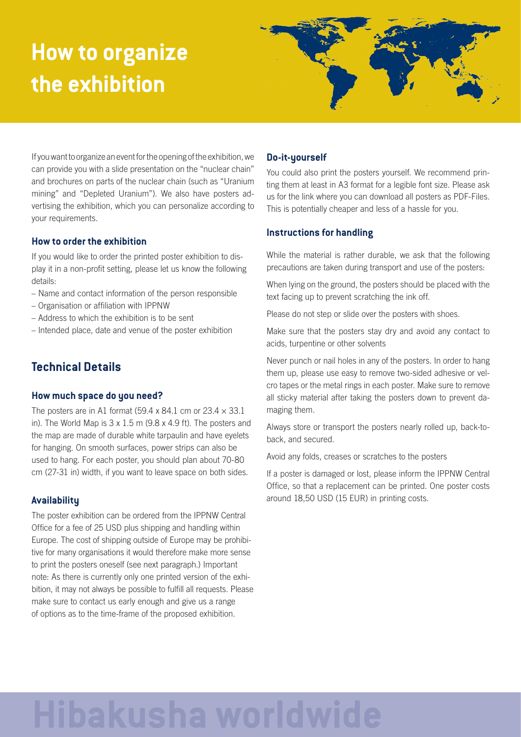# How to organize the exhibition

If you want to organize an event for the opening of the exhibition, we can provide you with a slide presentation on the "nuclear chain" and brochures on parts of the nuclear chain (such as "Uranium mining" and "Depleted Uranium"). We also have posters advertising the exhibition, which you can personalize according to your requirements.

### How to order the exhibition

If you would like to order the printed poster exhibition to display it in a non-profit setting, please let us know the following details:

- Name and contact information of the person responsible
- Organisation or affiliation with IPPNW
- Address to which the exhibition is to be sent
- Intended place, date and venue of the poster exhibition

## Technical Details

### How much space do you need?

The posters are in A1 format (59.4 x 84.1 cm or 23.4 × 33.1 in). The World Map is 3 x 1.5 m (9.8 x 4.9 ft). The posters and the map are made of durable white tarpaulin and have eyelets for hanging. On smooth surfaces, power strips can also be used to hang. For each poster, you should plan about 70-80 cm (27-31 in) width, if you want to leave space on both sides.

### Availability

The poster exhibition can be ordered from the IPPNW Central Office for a fee of 25 USD plus shipping and handling within Europe. The cost of shipping outside of Europe may be prohibitive for many organisations it would therefore make more sense to print the posters oneself (see next paragraph.) Important note: As there is currently only one printed version of the exhibition, it may not always be possible to fulfill all requests. Please make sure to contact us early enough and give us a range of options as to the time-frame of the proposed exhibition.

### Do-it-yourself

You could also print the posters yourself. We recommend printing them at least in A3 format for a legible font size. Please ask us for the link where you can download all posters as PDF-Files. This is potentially cheaper and less of a hassle for you.

### Instructions for handling

While the material is rather durable, we ask that the following precautions are taken during transport and use of the posters:

When lying on the ground, the posters should be placed with the text facing up to prevent scratching the ink off.

Please do not step or slide over the posters with shoes.

Make sure that the posters stay dry and avoid any contact to acids, turpentine or other solvents

Never punch or nail holes in any of the posters. In order to hang them up, please use easy to remove two-sided adhesive or velcro tapes or the metal rings in each poster. Make sure to remove all sticky material after taking the posters down to prevent damaging them.

Always store or transport the posters nearly rolled up, back-to-back, and secured.

Avoid any folds, creases or scratches to the posters

If a poster is damaged or lost, please inform the IPPNW Central Office, so that a replacement can be printed. One poster costs around 18,50 USD (15 EUR) in printing costs.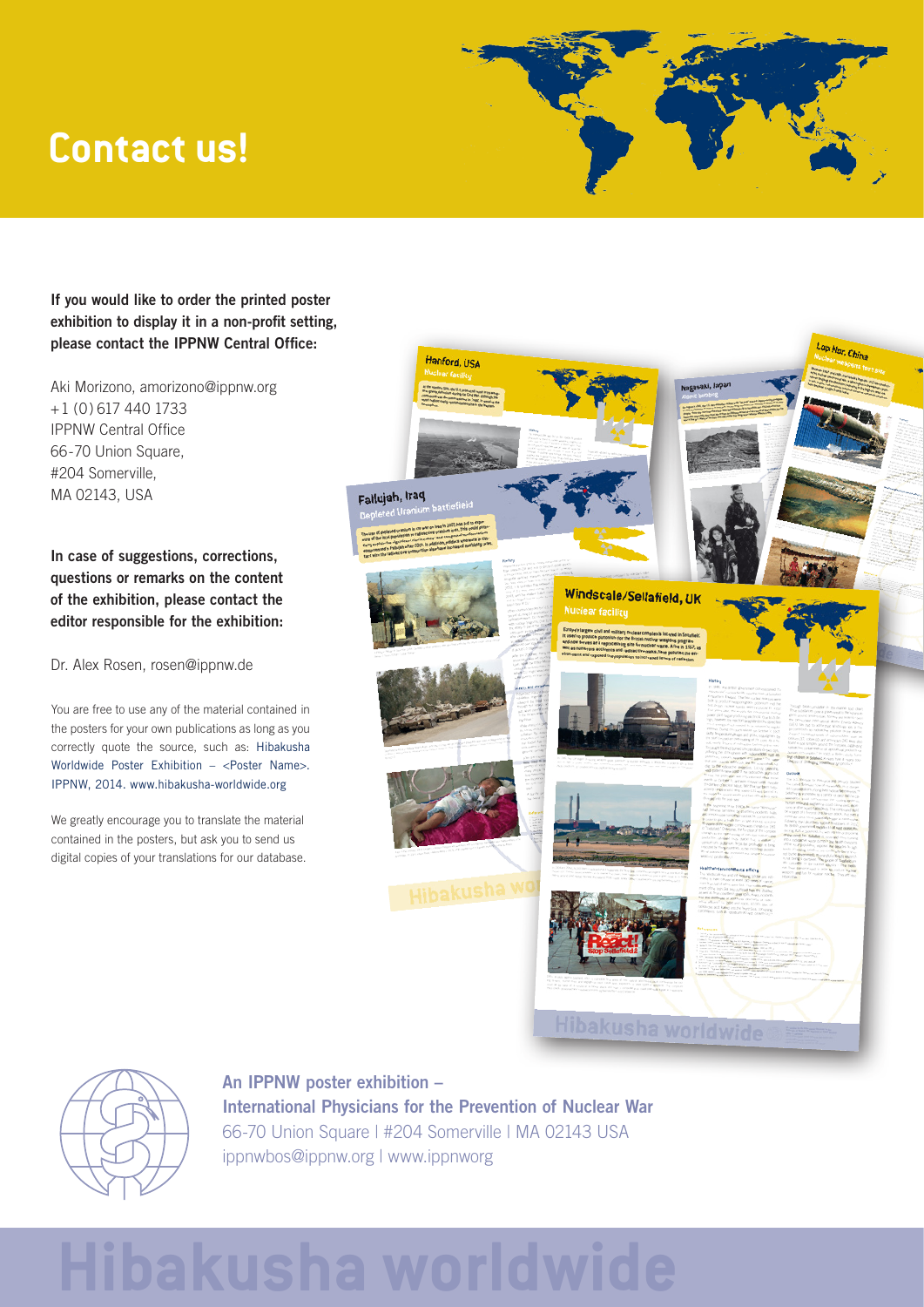# Contact us!

**If you would like to order the printed poster exhibition to display it in a non-profit setting, please contact the IPPNW Central Office:**

Aki Morizono, amorizono@ippnw.org
+1 (0) 617 440 1733
IPPNW Central Office
66-70 Union Square,
#204 Somerville,
MA 02143, USA

**In case of suggestions, corrections, questions or remarks on the content of the exhibition, please contact the editor responsible for the exhibition:**

Dr. Alex Rosen, rosen@ippnw.de

You are free to use any of the material contained in the posters for your own publications as long as you correctly quote the source, such as: Hibakusha Worldwide Poster Exhibition – <Poster Name>. IPPNW, 2014. www.hibakusha-worldwide.org

We greatly encourage you to translate the material contained in the posters, but ask you to send us digital copies of your translations for our database.

**An IPPNW poster exhibition –**
**International Physicians for the Prevention of Nuclear War**
66-70 Union Square | #204 Somerville | MA 02143 USA
ippnwbos@ippnw.org | www.ippnworg

# Hibakusha worldwide